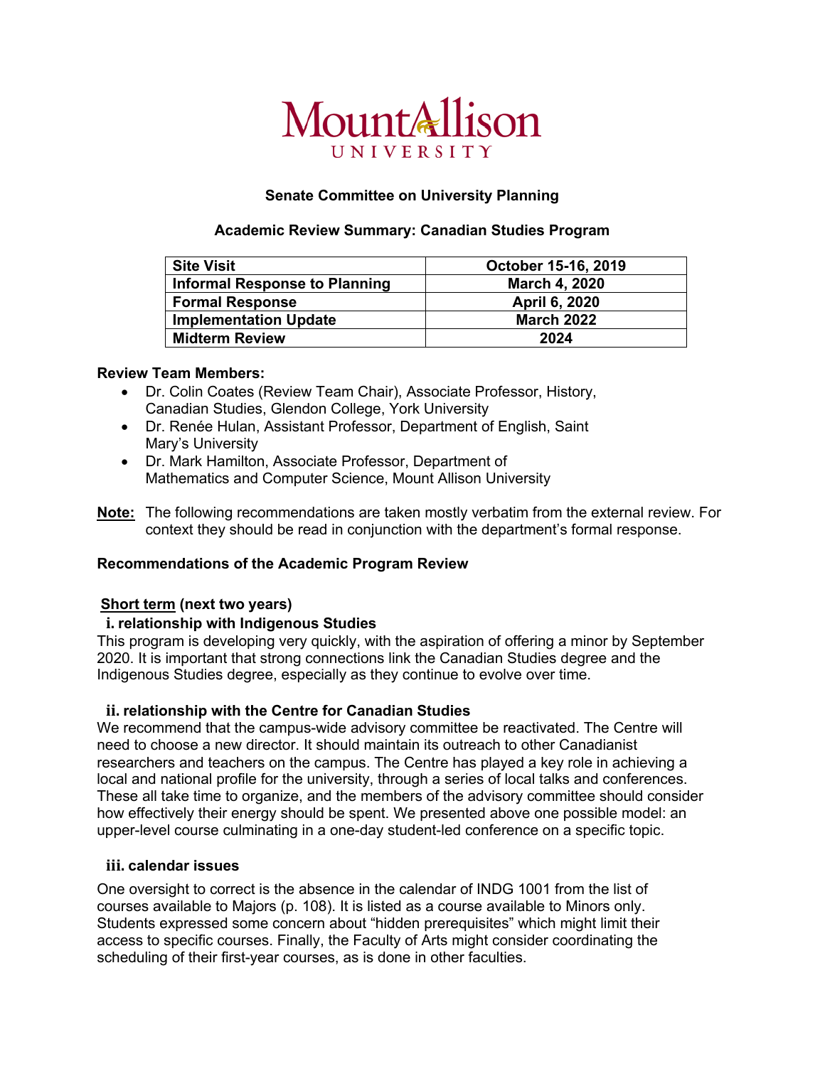# Mount Allison University

**Senate Committee on University Planning**

**Academic Review Summary: Canadian Studies Program**

| **Site Visit** | **October 15-16, 2019** |
|---|---|
| **Informal Response to Planning** | **March 4, 2020** |
| **Formal Response** | **April 6, 2020** |
| **Implementation Update** | **March 2022** |
| **Midterm Review** | **2024** |

**Review Team Members:**

- Dr. Colin Coates (Review Team Chair), Associate Professor, History, Canadian Studies, Glendon College, York University
- Dr. Renée Hulan, Assistant Professor, Department of English, Saint Mary's University
- Dr. Mark Hamilton, Associate Professor, Department of Mathematics and Computer Science, Mount Allison University

**Note:** The following recommendations are taken mostly verbatim from the external review. For context they should be read in conjunction with the department's formal response.

**Recommendations of the Academic Program Review**

**Short term (next two years)**

**i. relationship with Indigenous Studies**

This program is developing very quickly, with the aspiration of offering a minor by September 2020. It is important that strong connections link the Canadian Studies degree and the Indigenous Studies degree, especially as they continue to evolve over time.

**ii. relationship with the Centre for Canadian Studies**

We recommend that the campus-wide advisory committee be reactivated. The Centre will need to choose a new director. It should maintain its outreach to other Canadianist researchers and teachers on the campus. The Centre has played a key role in achieving a local and national profile for the university, through a series of local talks and conferences. These all take time to organize, and the members of the advisory committee should consider how effectively their energy should be spent. We presented above one possible model: an upper-level course culminating in a one-day student-led conference on a specific topic.

**iii. calendar issues**

One oversight to correct is the absence in the calendar of INDG 1001 from the list of courses available to Majors (p. 108). It is listed as a course available to Minors only. Students expressed some concern about "hidden prerequisites" which might limit their access to specific courses. Finally, the Faculty of Arts might consider coordinating the scheduling of their first-year courses, as is done in other faculties.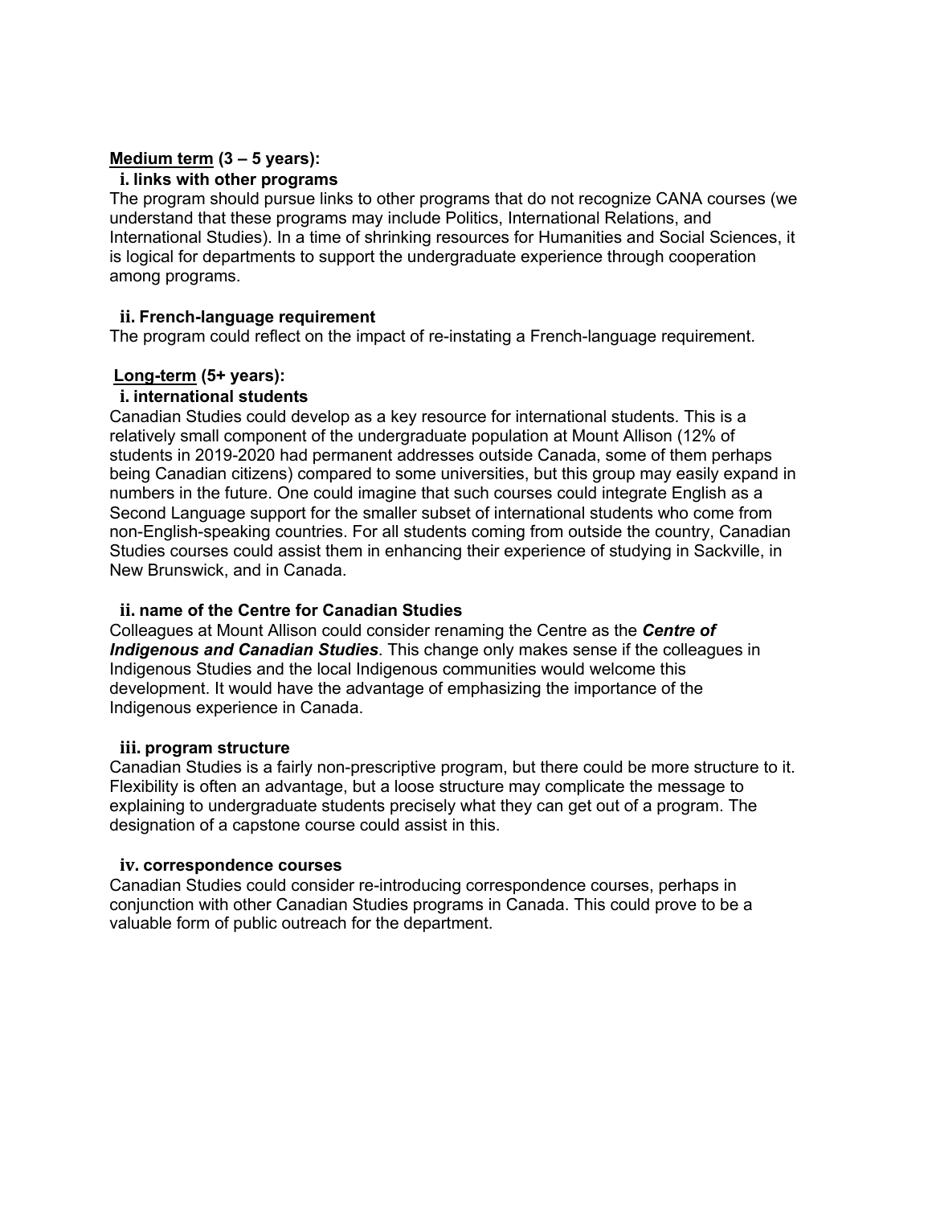**<u>Medium term</u> (3 – 5 years):**

**i. links with other programs**

The program should pursue links to other programs that do not recognize CANA courses (we understand that these programs may include Politics, International Relations, and International Studies). In a time of shrinking resources for Humanities and Social Sciences, it is logical for departments to support the undergraduate experience through cooperation among programs.

**ii. French-language requirement**

The program could reflect on the impact of re-instating a French-language requirement.

**<u>Long-term</u> (5+ years):**

**i. international students**

Canadian Studies could develop as a key resource for international students. This is a relatively small component of the undergraduate population at Mount Allison (12% of students in 2019-2020 had permanent addresses outside Canada, some of them perhaps being Canadian citizens) compared to some universities, but this group may easily expand in numbers in the future. One could imagine that such courses could integrate English as a Second Language support for the smaller subset of international students who come from non-English-speaking countries. For all students coming from outside the country, Canadian Studies courses could assist them in enhancing their experience of studying in Sackville, in New Brunswick, and in Canada.

**ii. name of the Centre for Canadian Studies**

Colleagues at Mount Allison could consider renaming the Centre as the ***Centre of Indigenous and Canadian Studies***. This change only makes sense if the colleagues in Indigenous Studies and the local Indigenous communities would welcome this development. It would have the advantage of emphasizing the importance of the Indigenous experience in Canada.

**iii. program structure**

Canadian Studies is a fairly non-prescriptive program, but there could be more structure to it. Flexibility is often an advantage, but a loose structure may complicate the message to explaining to undergraduate students precisely what they can get out of a program. The designation of a capstone course could assist in this.

**iv. correspondence courses**

Canadian Studies could consider re-introducing correspondence courses, perhaps in conjunction with other Canadian Studies programs in Canada. This could prove to be a valuable form of public outreach for the department.